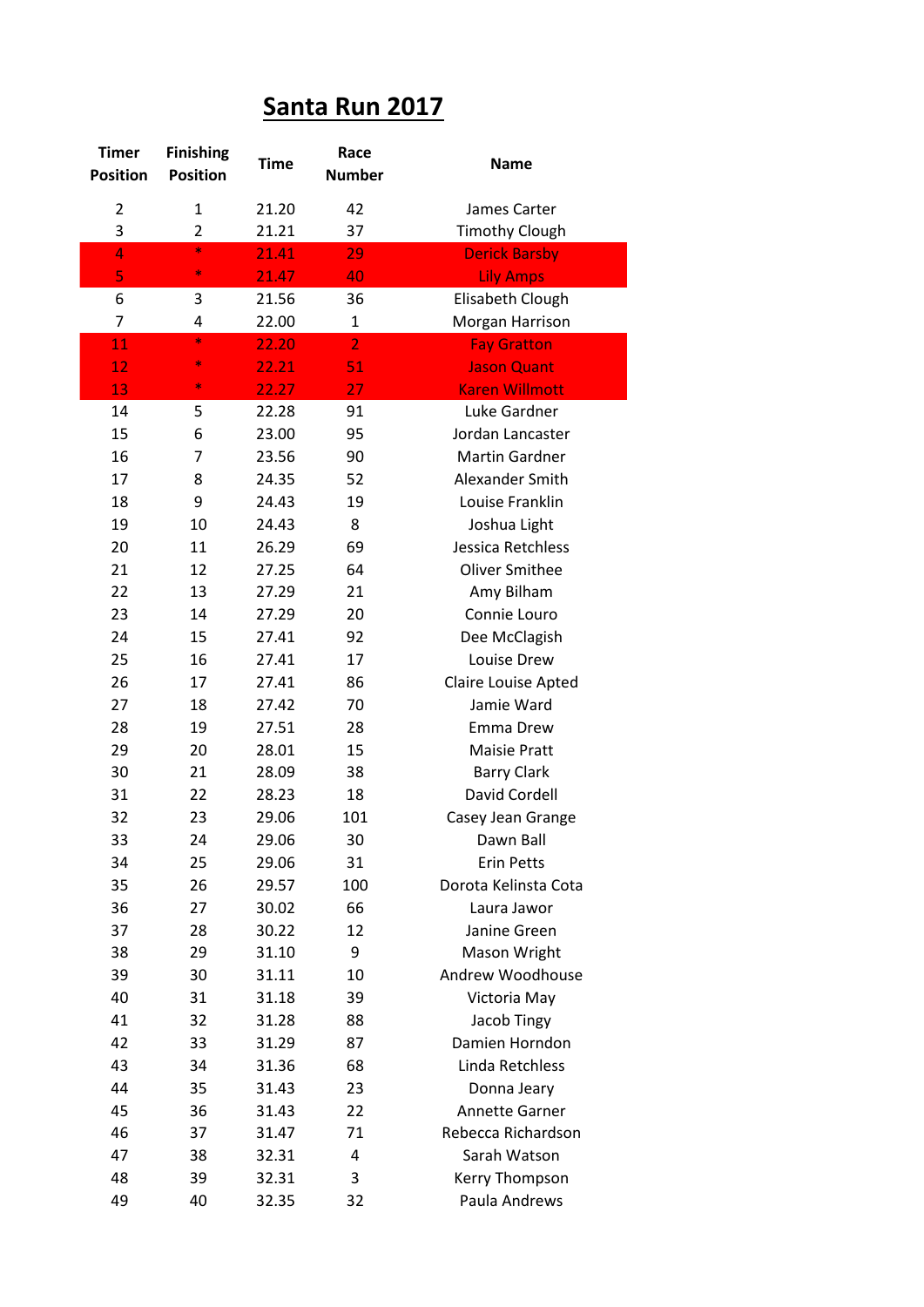# Santa Run 2017

| Timer Position | Finishing Position | Time | Race Number | Name |
|---|---|---|---|---|
| 2 | 1 | 21.20 | 42 | James Carter |
| 3 | 2 | 21.21 | 37 | Timothy Clough |
| 4 | * | 21.41 | 29 | Derick Barsby |
| 5 | * | 21.47 | 40 | Lily Amps |
| 6 | 3 | 21.56 | 36 | Elisabeth Clough |
| 7 | 4 | 22.00 | 1 | Morgan Harrison |
| 11 | * | 22.20 | 2 | Fay Gratton |
| 12 | * | 22.21 | 51 | Jason Quant |
| 13 | * | 22.27 | 27 | Karen Willmott |
| 14 | 5 | 22.28 | 91 | Luke Gardner |
| 15 | 6 | 23.00 | 95 | Jordan Lancaster |
| 16 | 7 | 23.56 | 90 | Martin Gardner |
| 17 | 8 | 24.35 | 52 | Alexander Smith |
| 18 | 9 | 24.43 | 19 | Louise Franklin |
| 19 | 10 | 24.43 | 8 | Joshua Light |
| 20 | 11 | 26.29 | 69 | Jessica Retchless |
| 21 | 12 | 27.25 | 64 | Oliver Smithee |
| 22 | 13 | 27.29 | 21 | Amy Bilham |
| 23 | 14 | 27.29 | 20 | Connie Louro |
| 24 | 15 | 27.41 | 92 | Dee McClagish |
| 25 | 16 | 27.41 | 17 | Louise Drew |
| 26 | 17 | 27.41 | 86 | Claire Louise Apted |
| 27 | 18 | 27.42 | 70 | Jamie Ward |
| 28 | 19 | 27.51 | 28 | Emma Drew |
| 29 | 20 | 28.01 | 15 | Maisie Pratt |
| 30 | 21 | 28.09 | 38 | Barry Clark |
| 31 | 22 | 28.23 | 18 | David Cordell |
| 32 | 23 | 29.06 | 101 | Casey Jean Grange |
| 33 | 24 | 29.06 | 30 | Dawn Ball |
| 34 | 25 | 29.06 | 31 | Erin Petts |
| 35 | 26 | 29.57 | 100 | Dorota Kelinsta Cota |
| 36 | 27 | 30.02 | 66 | Laura Jawor |
| 37 | 28 | 30.22 | 12 | Janine Green |
| 38 | 29 | 31.10 | 9 | Mason Wright |
| 39 | 30 | 31.11 | 10 | Andrew Woodhouse |
| 40 | 31 | 31.18 | 39 | Victoria May |
| 41 | 32 | 31.28 | 88 | Jacob Tingy |
| 42 | 33 | 31.29 | 87 | Damien Horndon |
| 43 | 34 | 31.36 | 68 | Linda Retchless |
| 44 | 35 | 31.43 | 23 | Donna Jeary |
| 45 | 36 | 31.43 | 22 | Annette Garner |
| 46 | 37 | 31.47 | 71 | Rebecca Richardson |
| 47 | 38 | 32.31 | 4 | Sarah Watson |
| 48 | 39 | 32.31 | 3 | Kerry Thompson |
| 49 | 40 | 32.35 | 32 | Paula Andrews |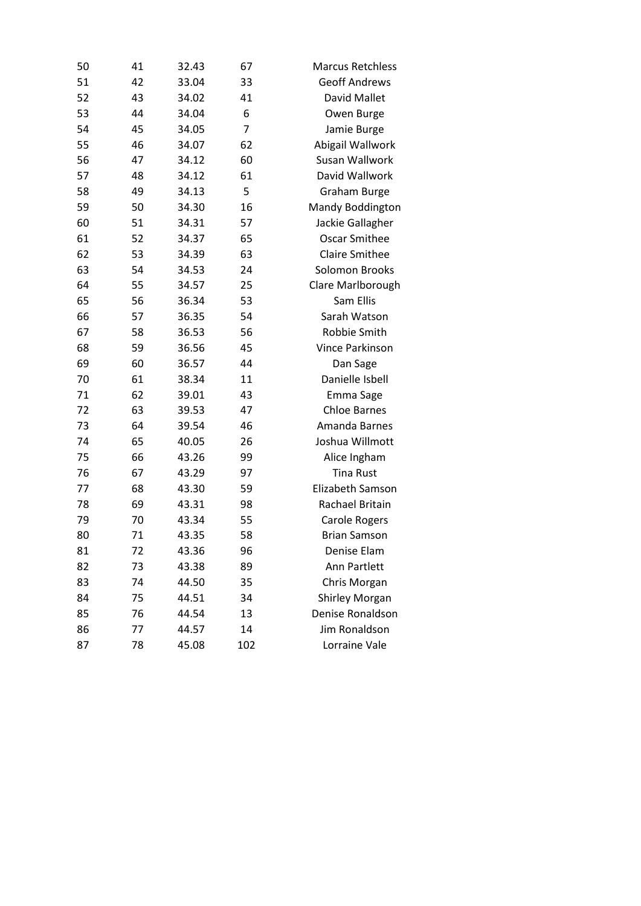| | | | | |
|---|---|---|---|---|
| 50 | 41 | 32.43 | 67 | Marcus Retchless |
| 51 | 42 | 33.04 | 33 | Geoff Andrews |
| 52 | 43 | 34.02 | 41 | David Mallet |
| 53 | 44 | 34.04 | 6 | Owen Burge |
| 54 | 45 | 34.05 | 7 | Jamie Burge |
| 55 | 46 | 34.07 | 62 | Abigail Wallwork |
| 56 | 47 | 34.12 | 60 | Susan Wallwork |
| 57 | 48 | 34.12 | 61 | David Wallwork |
| 58 | 49 | 34.13 | 5 | Graham Burge |
| 59 | 50 | 34.30 | 16 | Mandy Boddington |
| 60 | 51 | 34.31 | 57 | Jackie Gallagher |
| 61 | 52 | 34.37 | 65 | Oscar Smithee |
| 62 | 53 | 34.39 | 63 | Claire Smithee |
| 63 | 54 | 34.53 | 24 | Solomon Brooks |
| 64 | 55 | 34.57 | 25 | Clare Marlborough |
| 65 | 56 | 36.34 | 53 | Sam Ellis |
| 66 | 57 | 36.35 | 54 | Sarah Watson |
| 67 | 58 | 36.53 | 56 | Robbie Smith |
| 68 | 59 | 36.56 | 45 | Vince Parkinson |
| 69 | 60 | 36.57 | 44 | Dan Sage |
| 70 | 61 | 38.34 | 11 | Danielle Isbell |
| 71 | 62 | 39.01 | 43 | Emma Sage |
| 72 | 63 | 39.53 | 47 | Chloe Barnes |
| 73 | 64 | 39.54 | 46 | Amanda Barnes |
| 74 | 65 | 40.05 | 26 | Joshua Willmott |
| 75 | 66 | 43.26 | 99 | Alice Ingham |
| 76 | 67 | 43.29 | 97 | Tina Rust |
| 77 | 68 | 43.30 | 59 | Elizabeth Samson |
| 78 | 69 | 43.31 | 98 | Rachael Britain |
| 79 | 70 | 43.34 | 55 | Carole Rogers |
| 80 | 71 | 43.35 | 58 | Brian Samson |
| 81 | 72 | 43.36 | 96 | Denise Elam |
| 82 | 73 | 43.38 | 89 | Ann Partlett |
| 83 | 74 | 44.50 | 35 | Chris Morgan |
| 84 | 75 | 44.51 | 34 | Shirley Morgan |
| 85 | 76 | 44.54 | 13 | Denise Ronaldson |
| 86 | 77 | 44.57 | 14 | Jim Ronaldson |
| 87 | 78 | 45.08 | 102 | Lorraine Vale |